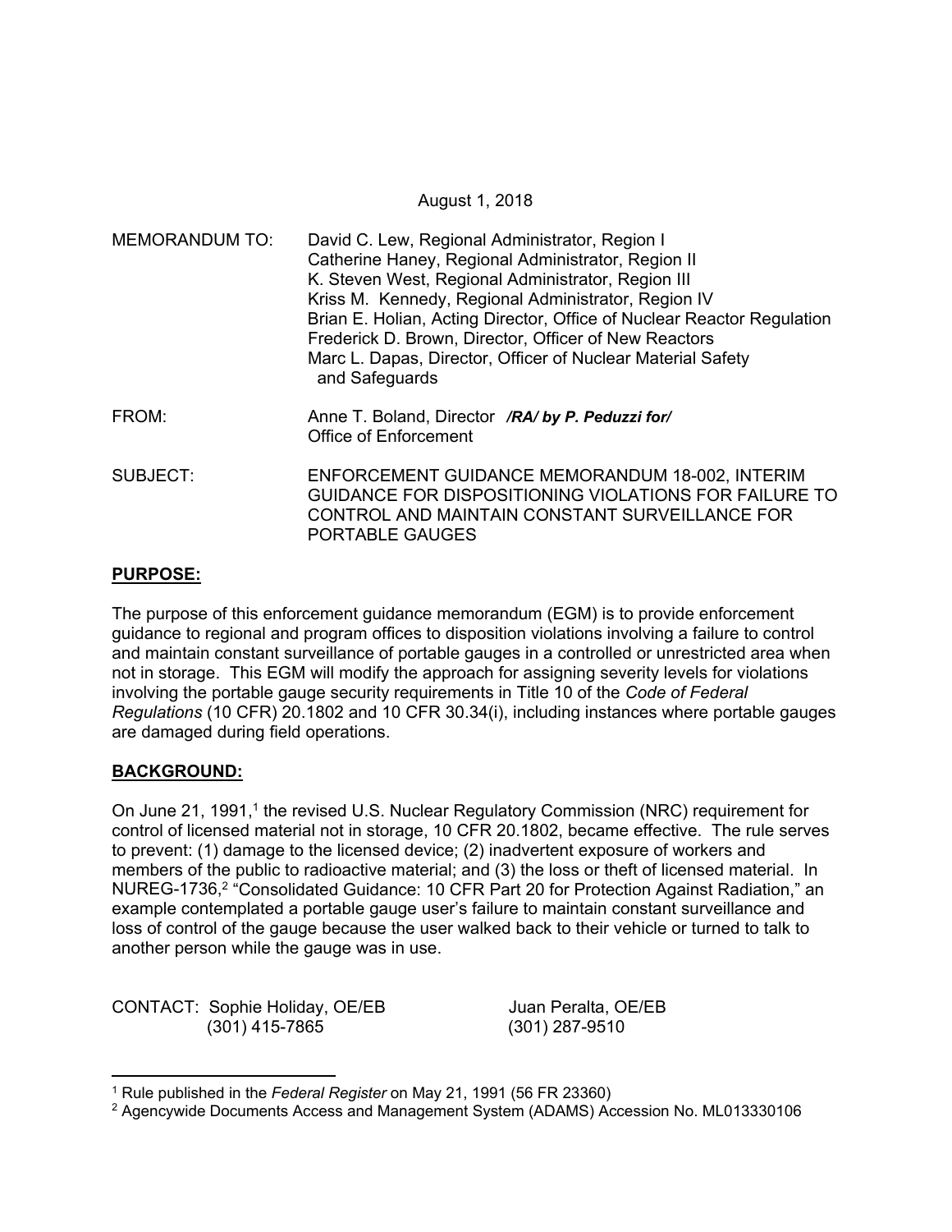August 1, 2018

MEMORANDUM TO: David C. Lew, Regional Administrator, Region I
Catherine Haney, Regional Administrator, Region II
K. Steven West, Regional Administrator, Region III
Kriss M. Kennedy, Regional Administrator, Region IV
Brian E. Holian, Acting Director, Office of Nuclear Reactor Regulation
Frederick D. Brown, Director, Officer of New Reactors
Marc L. Dapas, Director, Officer of Nuclear Material Safety and Safeguards

FROM: Anne T. Boland, Director ***/RA/ by P. Peduzzi for/***
Office of Enforcement

SUBJECT: ENFORCEMENT GUIDANCE MEMORANDUM 18-002, INTERIM GUIDANCE FOR DISPOSITIONING VIOLATIONS FOR FAILURE TO CONTROL AND MAINTAIN CONSTANT SURVEILLANCE FOR PORTABLE GAUGES

## PURPOSE:

The purpose of this enforcement guidance memorandum (EGM) is to provide enforcement guidance to regional and program offices to disposition violations involving a failure to control and maintain constant surveillance of portable gauges in a controlled or unrestricted area when not in storage. This EGM will modify the approach for assigning severity levels for violations involving the portable gauge security requirements in Title 10 of the *Code of Federal Regulations* (10 CFR) 20.1802 and 10 CFR 30.34(i), including instances where portable gauges are damaged during field operations.

## BACKGROUND:

On June 21, 1991,[1] the revised U.S. Nuclear Regulatory Commission (NRC) requirement for control of licensed material not in storage, 10 CFR 20.1802, became effective. The rule serves to prevent: (1) damage to the licensed device; (2) inadvertent exposure of workers and members of the public to radioactive material; and (3) the loss or theft of licensed material. In NUREG-1736,[2] "Consolidated Guidance: 10 CFR Part 20 for Protection Against Radiation," an example contemplated a portable gauge user's failure to maintain constant surveillance and loss of control of the gauge because the user walked back to their vehicle or turned to talk to another person while the gauge was in use.

CONTACT: Sophie Holiday, OE/EB
(301) 415-7865

Juan Peralta, OE/EB
(301) 287-9510

[1] Rule published in the *Federal Register* on May 21, 1991 (56 FR 23360)

[2] Agencywide Documents Access and Management System (ADAMS) Accession No. ML013330106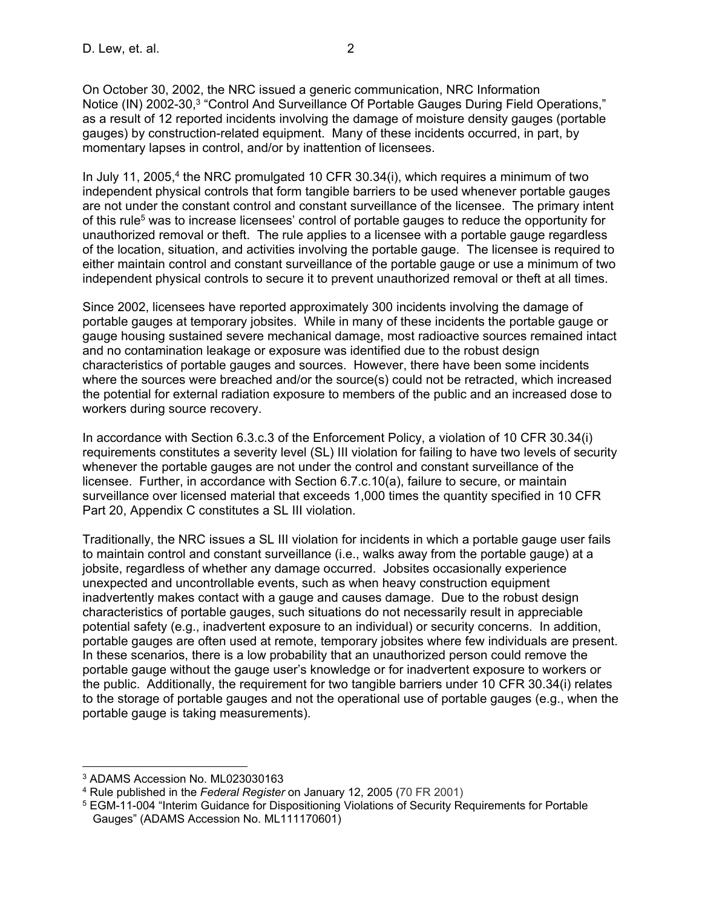On October 30, 2002, the NRC issued a generic communication, NRC Information Notice (IN) 2002-30,[3] "Control And Surveillance Of Portable Gauges During Field Operations," as a result of 12 reported incidents involving the damage of moisture density gauges (portable gauges) by construction-related equipment. Many of these incidents occurred, in part, by momentary lapses in control, and/or by inattention of licensees.

In July 11, 2005,[4] the NRC promulgated 10 CFR 30.34(i), which requires a minimum of two independent physical controls that form tangible barriers to be used whenever portable gauges are not under the constant control and constant surveillance of the licensee. The primary intent of this rule[5] was to increase licensees' control of portable gauges to reduce the opportunity for unauthorized removal or theft. The rule applies to a licensee with a portable gauge regardless of the location, situation, and activities involving the portable gauge. The licensee is required to either maintain control and constant surveillance of the portable gauge or use a minimum of two independent physical controls to secure it to prevent unauthorized removal or theft at all times.

Since 2002, licensees have reported approximately 300 incidents involving the damage of portable gauges at temporary jobsites. While in many of these incidents the portable gauge or gauge housing sustained severe mechanical damage, most radioactive sources remained intact and no contamination leakage or exposure was identified due to the robust design characteristics of portable gauges and sources. However, there have been some incidents where the sources were breached and/or the source(s) could not be retracted, which increased the potential for external radiation exposure to members of the public and an increased dose to workers during source recovery.

In accordance with Section 6.3.c.3 of the Enforcement Policy, a violation of 10 CFR 30.34(i) requirements constitutes a severity level (SL) III violation for failing to have two levels of security whenever the portable gauges are not under the control and constant surveillance of the licensee. Further, in accordance with Section 6.7.c.10(a), failure to secure, or maintain surveillance over licensed material that exceeds 1,000 times the quantity specified in 10 CFR Part 20, Appendix C constitutes a SL III violation.

Traditionally, the NRC issues a SL III violation for incidents in which a portable gauge user fails to maintain control and constant surveillance (i.e., walks away from the portable gauge) at a jobsite, regardless of whether any damage occurred. Jobsites occasionally experience unexpected and uncontrollable events, such as when heavy construction equipment inadvertently makes contact with a gauge and causes damage. Due to the robust design characteristics of portable gauges, such situations do not necessarily result in appreciable potential safety (e.g., inadvertent exposure to an individual) or security concerns. In addition, portable gauges are often used at remote, temporary jobsites where few individuals are present. In these scenarios, there is a low probability that an unauthorized person could remove the portable gauge without the gauge user's knowledge or for inadvertent exposure to workers or the public. Additionally, the requirement for two tangible barriers under 10 CFR 30.34(i) relates to the storage of portable gauges and not the operational use of portable gauges (e.g., when the portable gauge is taking measurements).

---

[3] ADAMS Accession No. ML023030163

[4] Rule published in the *Federal Register* on January 12, 2005 (70 FR 2001)

[5] EGM-11-004 "Interim Guidance for Dispositioning Violations of Security Requirements for Portable Gauges" (ADAMS Accession No. ML111170601)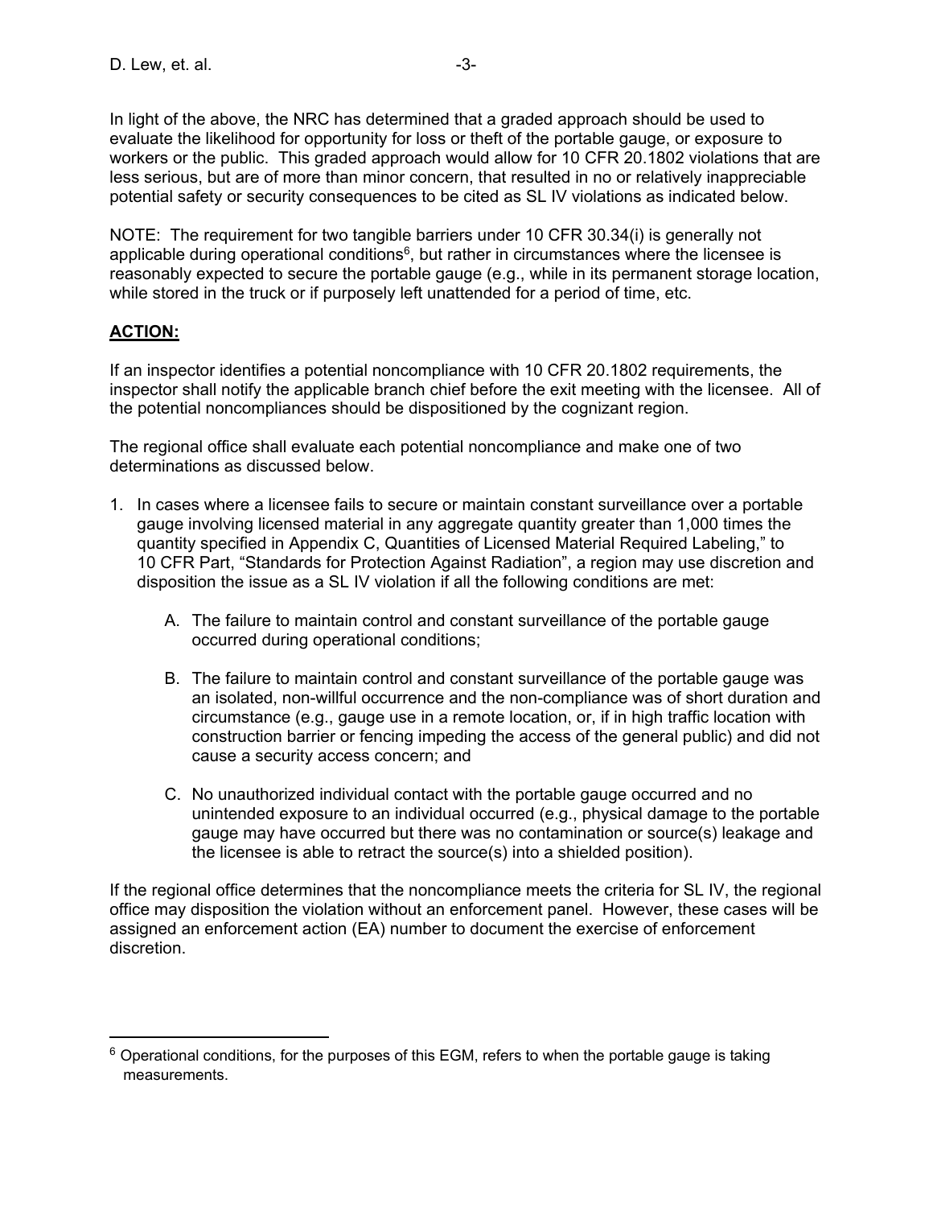In light of the above, the NRC has determined that a graded approach should be used to evaluate the likelihood for opportunity for loss or theft of the portable gauge, or exposure to workers or the public. This graded approach would allow for 10 CFR 20.1802 violations that are less serious, but are of more than minor concern, that resulted in no or relatively inappreciable potential safety or security consequences to be cited as SL IV violations as indicated below.

NOTE: The requirement for two tangible barriers under 10 CFR 30.34(i) is generally not applicable during operational conditions[6], but rather in circumstances where the licensee is reasonably expected to secure the portable gauge (e.g., while in its permanent storage location, while stored in the truck or if purposely left unattended for a period of time, etc.

**ACTION:**

If an inspector identifies a potential noncompliance with 10 CFR 20.1802 requirements, the inspector shall notify the applicable branch chief before the exit meeting with the licensee. All of the potential noncompliances should be dispositioned by the cognizant region.

The regional office shall evaluate each potential noncompliance and make one of two determinations as discussed below.

1. In cases where a licensee fails to secure or maintain constant surveillance over a portable gauge involving licensed material in any aggregate quantity greater than 1,000 times the quantity specified in Appendix C, Quantities of Licensed Material Required Labeling," to 10 CFR Part, "Standards for Protection Against Radiation", a region may use discretion and disposition the issue as a SL IV violation if all the following conditions are met:

    A. The failure to maintain control and constant surveillance of the portable gauge occurred during operational conditions;

    B. The failure to maintain control and constant surveillance of the portable gauge was an isolated, non-willful occurrence and the non-compliance was of short duration and circumstance (e.g., gauge use in a remote location, or, if in high traffic location with construction barrier or fencing impeding the access of the general public) and did not cause a security access concern; and

    C. No unauthorized individual contact with the portable gauge occurred and no unintended exposure to an individual occurred (e.g., physical damage to the portable gauge may have occurred but there was no contamination or source(s) leakage and the licensee is able to retract the source(s) into a shielded position).

If the regional office determines that the noncompliance meets the criteria for SL IV, the regional office may disposition the violation without an enforcement panel. However, these cases will be assigned an enforcement action (EA) number to document the exercise of enforcement discretion.

---

[6] Operational conditions, for the purposes of this EGM, refers to when the portable gauge is taking measurements.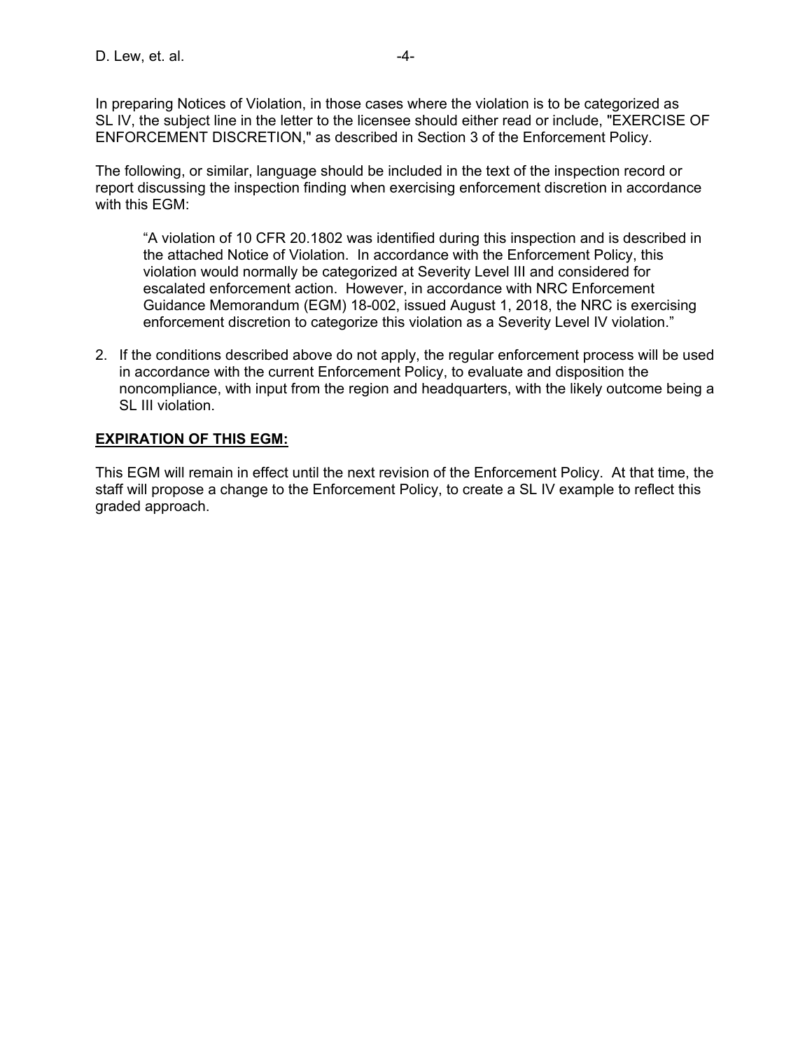In preparing Notices of Violation, in those cases where the violation is to be categorized as SL IV, the subject line in the letter to the licensee should either read or include, "EXERCISE OF ENFORCEMENT DISCRETION," as described in Section 3 of the Enforcement Policy.

The following, or similar, language should be included in the text of the inspection record or report discussing the inspection finding when exercising enforcement discretion in accordance with this EGM:

> "A violation of 10 CFR 20.1802 was identified during this inspection and is described in the attached Notice of Violation. In accordance with the Enforcement Policy, this violation would normally be categorized at Severity Level III and considered for escalated enforcement action. However, in accordance with NRC Enforcement Guidance Memorandum (EGM) 18-002, issued August 1, 2018, the NRC is exercising enforcement discretion to categorize this violation as a Severity Level IV violation."

2. If the conditions described above do not apply, the regular enforcement process will be used in accordance with the current Enforcement Policy, to evaluate and disposition the noncompliance, with input from the region and headquarters, with the likely outcome being a SL III violation.

**EXPIRATION OF THIS EGM:**

This EGM will remain in effect until the next revision of the Enforcement Policy. At that time, the staff will propose a change to the Enforcement Policy, to create a SL IV example to reflect this graded approach.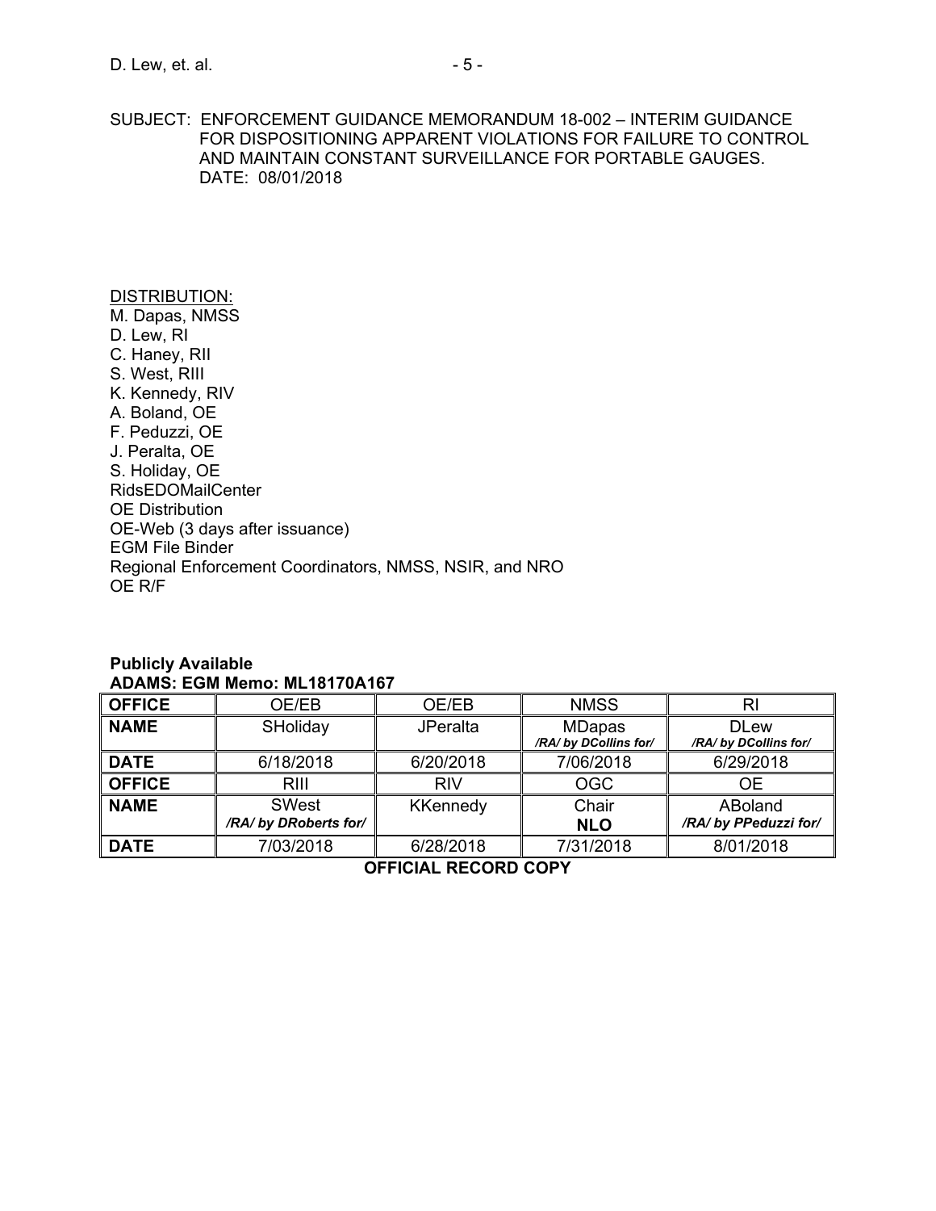SUBJECT: ENFORCEMENT GUIDANCE MEMORANDUM 18-002 – INTERIM GUIDANCE FOR DISPOSITIONING APPARENT VIOLATIONS FOR FAILURE TO CONTROL AND MAINTAIN CONSTANT SURVEILLANCE FOR PORTABLE GAUGES.
DATE: 08/01/2018

DISTRIBUTION:
M. Dapas, NMSS
D. Lew, RI
C. Haney, RII
S. West, RIII
K. Kennedy, RIV
A. Boland, OE
F. Peduzzi, OE
J. Peralta, OE
S. Holiday, OE
RidsEDOMailCenter
OE Distribution
OE-Web (3 days after issuance)
EGM File Binder
Regional Enforcement Coordinators, NMSS, NSIR, and NRO
OE R/F

**Publicly Available**
**ADAMS: EGM Memo: ML18170A167**

| **OFFICE** | OE/EB | OE/EB | NMSS | RI |
|---|---|---|---|---|
| **NAME** | SHoliday | JPeralta | MDapas *|RA| by DCollins for|* | DLew *|RA| by DCollins for|* |
| **DATE** | 6/18/2018 | 6/20/2018 | 7/06/2018 | 6/29/2018 |
| **OFFICE** | RIII | RIV | OGC | OE |
| **NAME** | SWest *|RA| by DRoberts for|* | KKennedy | Chair **NLO** | ABoland *|RA| by PPeduzzi for|* |
| **DATE** | 7/03/2018 | 6/28/2018 | 7/31/2018 | 8/01/2018 |

**OFFICIAL RECORD COPY**